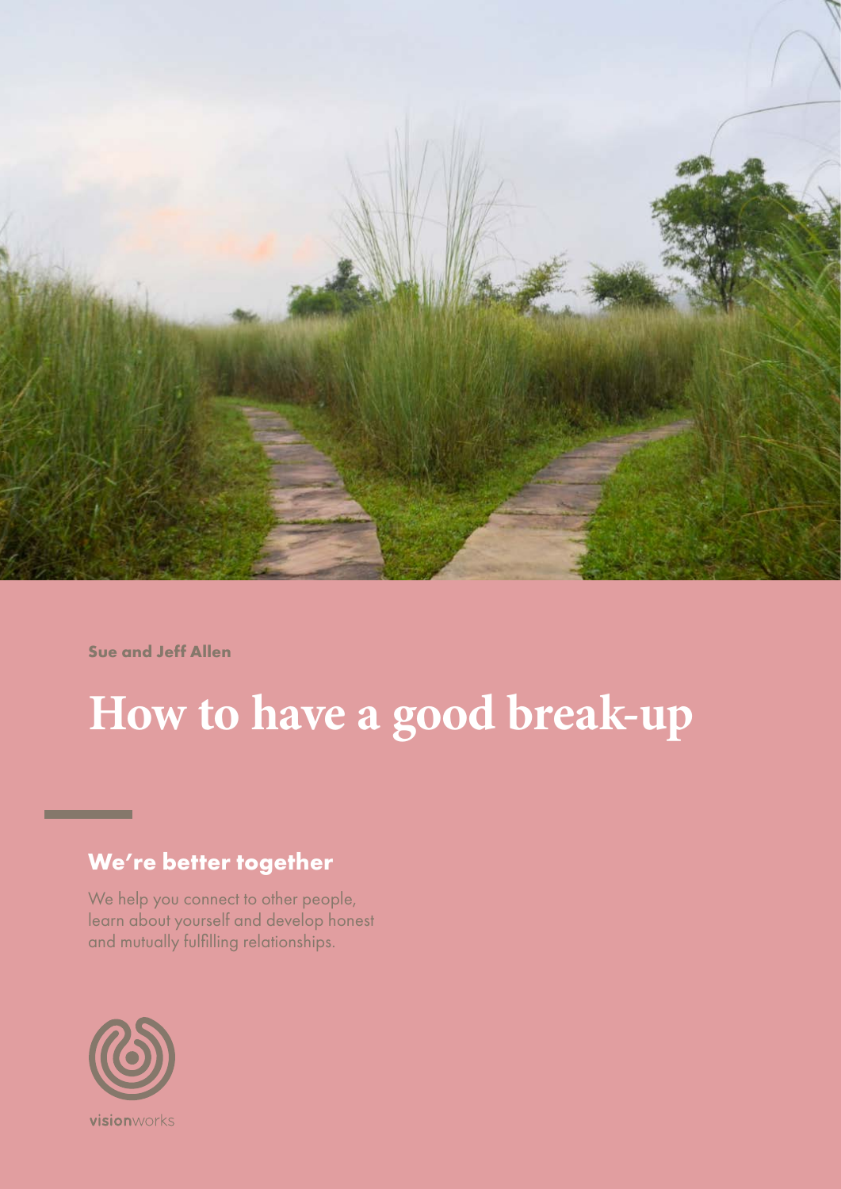Sue and Jeff Allen

# How to have a good break-up

## We're better together

We help you connect to other people, learn about yourself and develop honest and mutually fulfilling relationships.

visionworks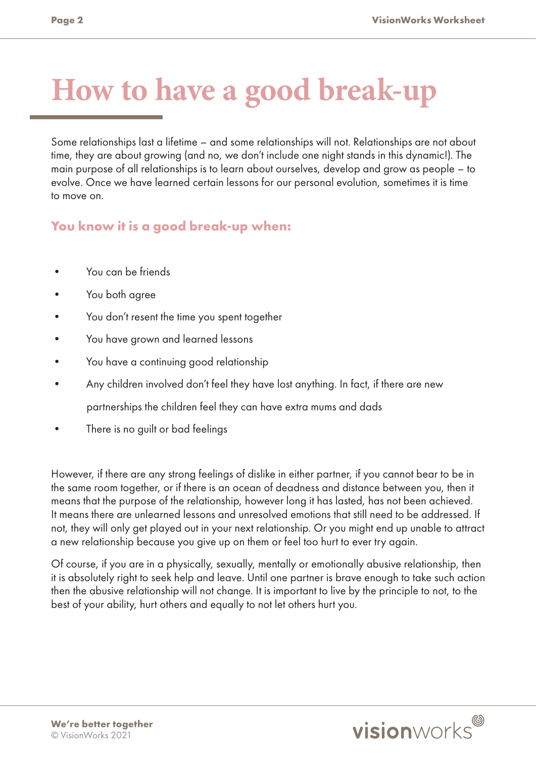# How to have a good break-up

Some relationships last a lifetime – and some relationships will not. Relationships are not about time, they are about growing (and no, we don't include one night stands in this dynamic!). The main purpose of all relationships is to learn about ourselves, develop and grow as people – to evolve. Once we have learned certain lessons for our personal evolution, sometimes it is time to move on.

## You know it is a good break-up when:

- You can be friends
- You both agree
- You don't resent the time you spent together
- You have grown and learned lessons
- You have a continuing good relationship
- Any children involved don't feel they have lost anything. In fact, if there are new partnerships the children feel they can have extra mums and dads
- There is no guilt or bad feelings

However, if there are any strong feelings of dislike in either partner, if you cannot bear to be in the same room together, or if there is an ocean of deadness and distance between you, then it means that the purpose of the relationship, however long it has lasted, has not been achieved. It means there are unlearned lessons and unresolved emotions that still need to be addressed. If not, they will only get played out in your next relationship. Or you might end up unable to attract a new relationship because you give up on them or feel too hurt to ever try again.

Of course, if you are in a physically, sexually, mentally or emotionally abusive relationship, then it is absolutely right to seek help and leave. Until one partner is brave enough to take such action then the abusive relationship will not change. It is important to live by the principle to not, to the best of your ability, hurt others and equally to not let others hurt you.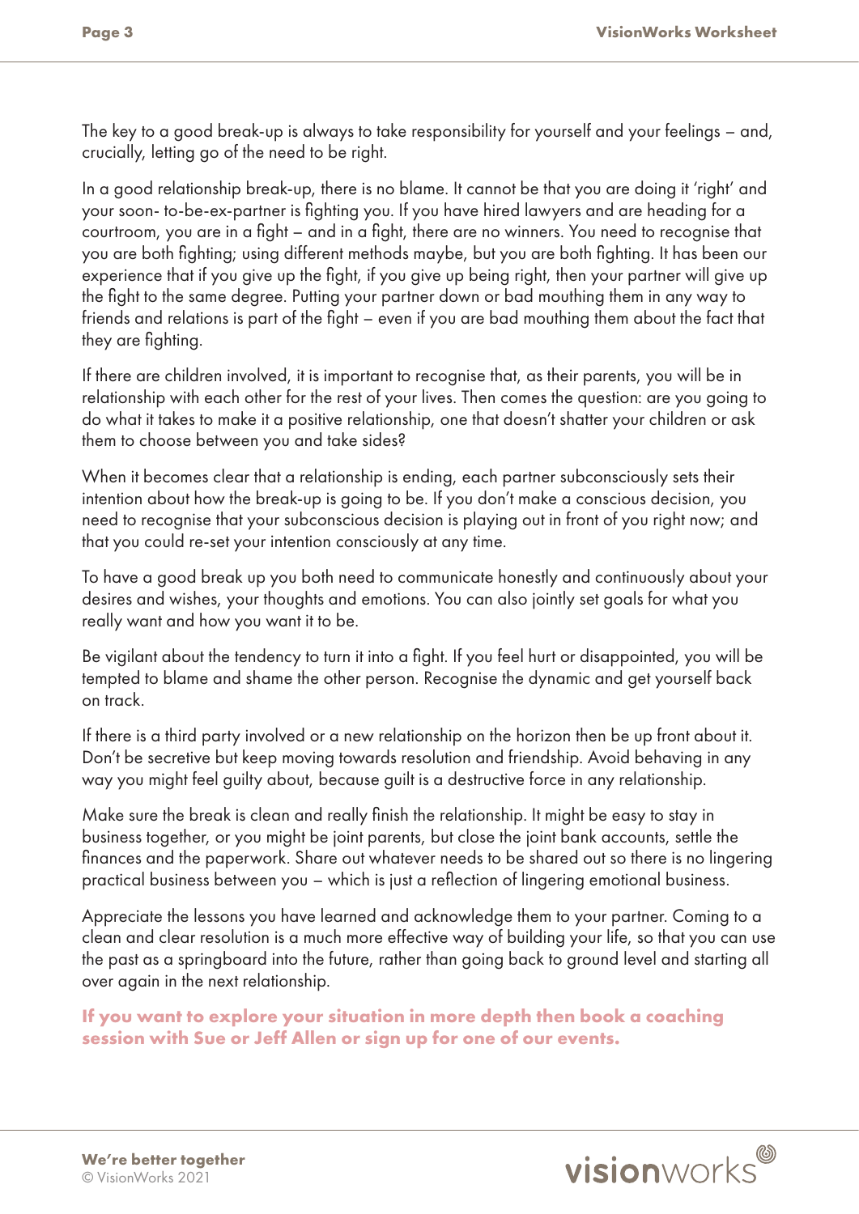The key to a good break-up is always to take responsibility for yourself and your feelings – and, crucially, letting go of the need to be right.

In a good relationship break-up, there is no blame. It cannot be that you are doing it 'right' and your soon- to-be-ex-partner is fighting you. If you have hired lawyers and are heading for a courtroom, you are in a fight – and in a fight, there are no winners. You need to recognise that you are both fighting; using different methods maybe, but you are both fighting. It has been our experience that if you give up the fight, if you give up being right, then your partner will give up the fight to the same degree. Putting your partner down or bad mouthing them in any way to friends and relations is part of the fight – even if you are bad mouthing them about the fact that they are fighting.

If there are children involved, it is important to recognise that, as their parents, you will be in relationship with each other for the rest of your lives. Then comes the question: are you going to do what it takes to make it a positive relationship, one that doesn't shatter your children or ask them to choose between you and take sides?

When it becomes clear that a relationship is ending, each partner subconsciously sets their intention about how the break-up is going to be. If you don't make a conscious decision, you need to recognise that your subconscious decision is playing out in front of you right now; and that you could re-set your intention consciously at any time.

To have a good break up you both need to communicate honestly and continuously about your desires and wishes, your thoughts and emotions. You can also jointly set goals for what you really want and how you want it to be.

Be vigilant about the tendency to turn it into a fight. If you feel hurt or disappointed, you will be tempted to blame and shame the other person. Recognise the dynamic and get yourself back on track.

If there is a third party involved or a new relationship on the horizon then be up front about it. Don't be secretive but keep moving towards resolution and friendship. Avoid behaving in any way you might feel guilty about, because guilt is a destructive force in any relationship.

Make sure the break is clean and really finish the relationship. It might be easy to stay in business together, or you might be joint parents, but close the joint bank accounts, settle the finances and the paperwork. Share out whatever needs to be shared out so there is no lingering practical business between you – which is just a reflection of lingering emotional business.

Appreciate the lessons you have learned and acknowledge them to your partner. Coming to a clean and clear resolution is a much more effective way of building your life, so that you can use the past as a springboard into the future, rather than going back to ground level and starting all over again in the next relationship.

**If you want to explore your situation in more depth then book a coaching session with Sue or Jeff Allen or sign up for one of our events.**

**We're better together**
© VisionWorks 2021

visionworks